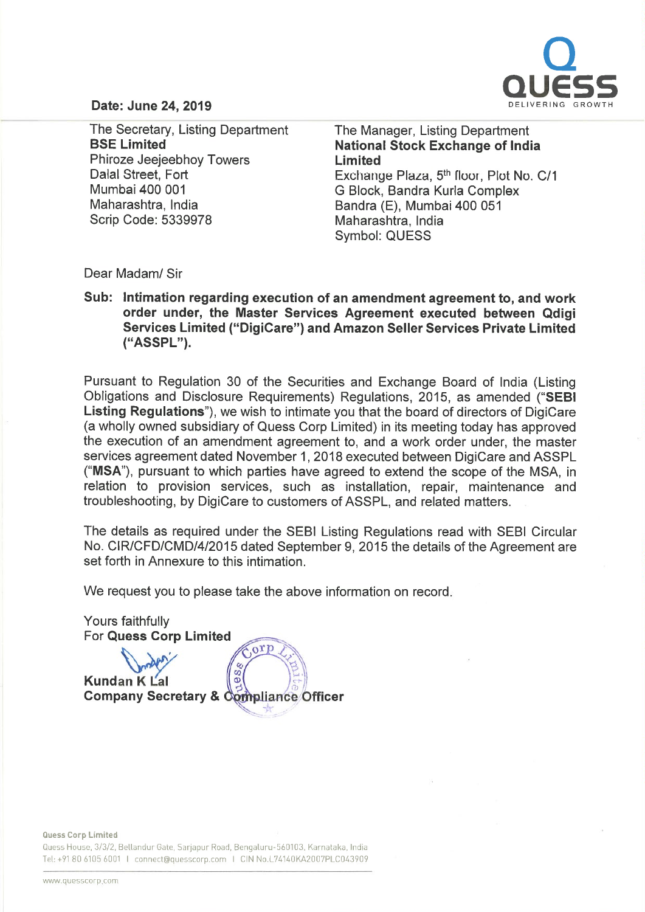**Date: June 24, 2019**

The Secretary, Listing Department
**BSE Limited**
Phiroze Jeejeebhoy Towers
Dalal Street, Fort
Mumbai 400 001
Maharashtra, India
Scrip Code: 5339978

The Manager, Listing Department
**National Stock Exchange of India Limited**
Exchange Plaza, 5th floor, Plot No. C/1
G Block, Bandra Kurla Complex
Bandra (E), Mumbai 400 051
Maharashtra, India
Symbol: QUESS

Dear Madam/ Sir

**Sub: Intimation regarding execution of an amendment agreement to, and work order under, the Master Services Agreement executed between Qdigi Services Limited ("DigiCare") and Amazon Seller Services Private Limited ("ASSPL").**

Pursuant to Regulation 30 of the Securities and Exchange Board of India (Listing Obligations and Disclosure Requirements) Regulations, 2015, as amended ("**SEBI Listing Regulations**"), we wish to intimate you that the board of directors of DigiCare (a wholly owned subsidiary of Quess Corp Limited) in its meeting today has approved the execution of an amendment agreement to, and a work order under, the master services agreement dated November 1, 2018 executed between DigiCare and ASSPL ("**MSA**"), pursuant to which parties have agreed to extend the scope of the MSA, in relation to provision services, such as installation, repair, maintenance and troubleshooting, by DigiCare to customers of ASSPL, and related matters.

The details as required under the SEBI Listing Regulations read with SEBI Circular No. CIR/CFD/CMD/4/2015 dated September 9, 2015 the details of the Agreement are set forth in Annexure to this intimation.

We request you to please take the above information on record.

Yours faithfully
For **Quess Corp Limited**

**Kundan K Lal**
**Company Secretary & Compliance Officer**

Quess Corp Limited
Quess House, 3/3/2, Bellandur Gate, Sarjapur Road, Bengaluru-560103, Karnataka, India
Tel: +91 80 6105 6001 | connect@quesscorp.com | CIN No.L74140KA2007PLC043909

www.quesscorp.com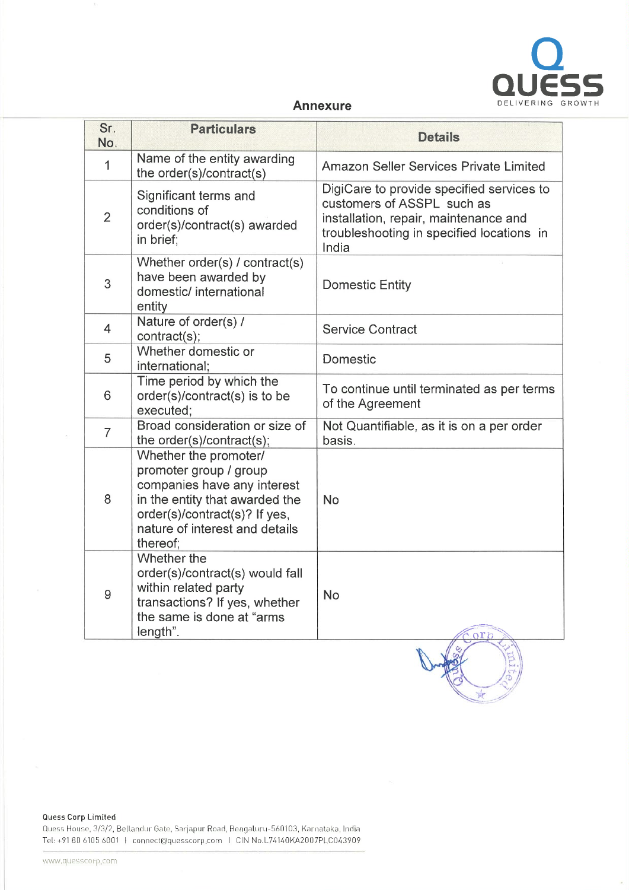## Annexure

| Sr. No. | Particulars | Details |
|---|---|---|
| 1 | Name of the entity awarding the order(s)/contract(s) | Amazon Seller Services Private Limited |
| 2 | Significant terms and conditions of order(s)/contract(s) awarded in brief; | DigiCare to provide specified services to customers of ASSPL such as installation, repair, maintenance and troubleshooting in specified locations in India |
| 3 | Whether order(s) / contract(s) have been awarded by domestic/ international entity | Domestic Entity |
| 4 | Nature of order(s) / contract(s); | Service Contract |
| 5 | Whether domestic or international; | Domestic |
| 6 | Time period by which the order(s)/contract(s) is to be executed; | To continue until terminated as per terms of the Agreement |
| 7 | Broad consideration or size of the order(s)/contract(s); | Not Quantifiable, as it is on a per order basis. |
| 8 | Whether the promoter/ promoter group / group companies have any interest in the entity that awarded the order(s)/contract(s)? If yes, nature of interest and details thereof; | No |
| 9 | Whether the order(s)/contract(s) would fall within related party transactions? If yes, whether the same is done at "arms length". | No |

**Quess Corp Limited**
Quess House, 3/3/2, Bellandur Gate, Sarjapur Road, Bengaluru-560103, Karnataka, India
Tel: +91 80 6105 6001 | connect@quesscorp.com | CIN No.L74140KA2007PLC043909

www.quesscorp.com